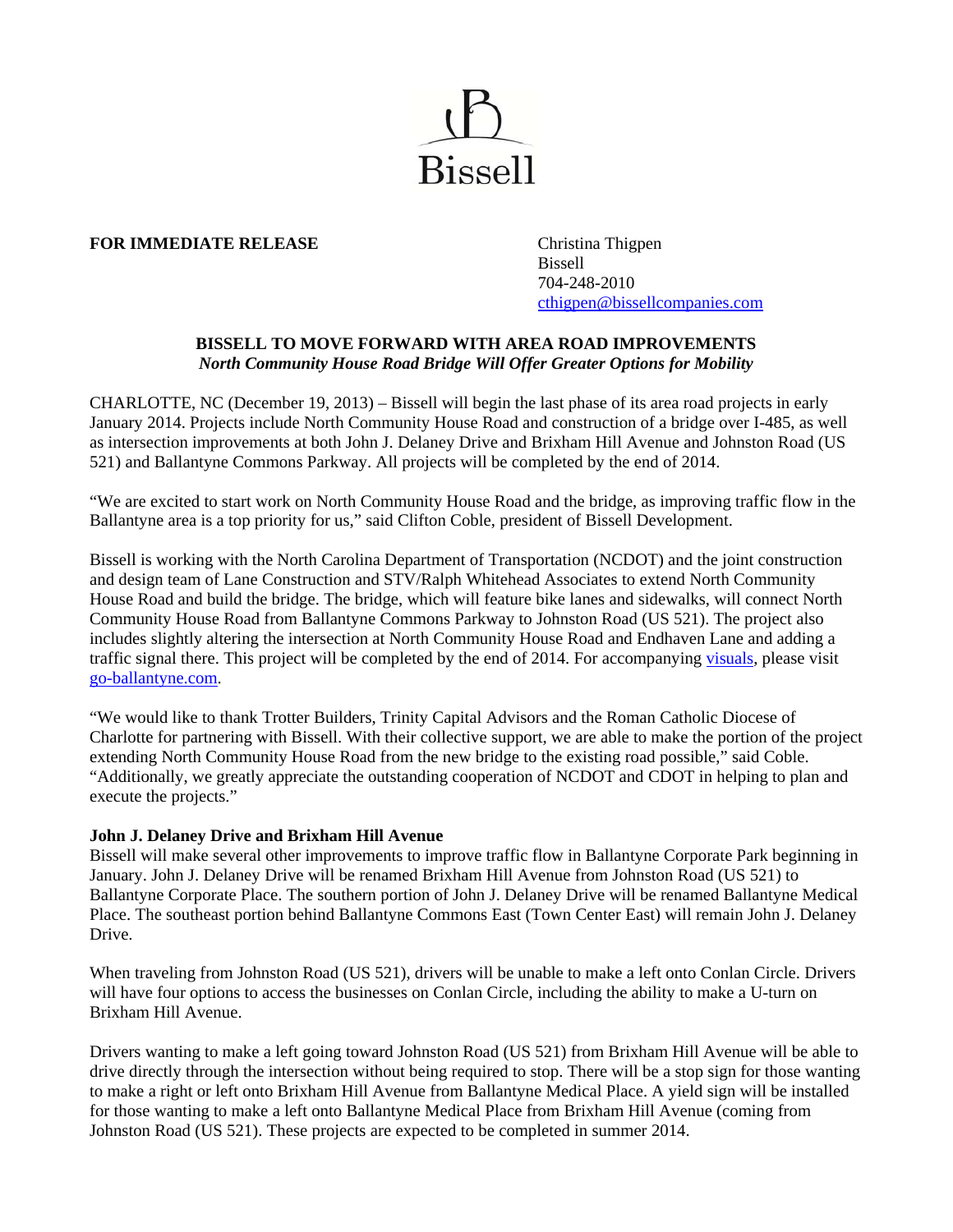Bissell

**FOR IMMEDIATE RELEASE**

Christina Thigpen
Bissell
704-248-2010
cthigpen@bissellcompanies.com

**BISSELL TO MOVE FORWARD WITH AREA ROAD IMPROVEMENTS**
***North Community House Road Bridge Will Offer Greater Options for Mobility***

CHARLOTTE, NC (December 19, 2013) – Bissell will begin the last phase of its area road projects in early January 2014. Projects include North Community House Road and construction of a bridge over I-485, as well as intersection improvements at both John J. Delaney Drive and Brixham Hill Avenue and Johnston Road (US 521) and Ballantyne Commons Parkway. All projects will be completed by the end of 2014.

"We are excited to start work on North Community House Road and the bridge, as improving traffic flow in the Ballantyne area is a top priority for us," said Clifton Coble, president of Bissell Development.

Bissell is working with the North Carolina Department of Transportation (NCDOT) and the joint construction and design team of Lane Construction and STV/Ralph Whitehead Associates to extend North Community House Road and build the bridge. The bridge, which will feature bike lanes and sidewalks, will connect North Community House Road from Ballantyne Commons Parkway to Johnston Road (US 521). The project also includes slightly altering the intersection at North Community House Road and Endhaven Lane and adding a traffic signal there. This project will be completed by the end of 2014. For accompanying visuals, please visit go-ballantyne.com.

"We would like to thank Trotter Builders, Trinity Capital Advisors and the Roman Catholic Diocese of Charlotte for partnering with Bissell. With their collective support, we are able to make the portion of the project extending North Community House Road from the new bridge to the existing road possible," said Coble. "Additionally, we greatly appreciate the outstanding cooperation of NCDOT and CDOT in helping to plan and execute the projects."

**John J. Delaney Drive and Brixham Hill Avenue**

Bissell will make several other improvements to improve traffic flow in Ballantyne Corporate Park beginning in January. John J. Delaney Drive will be renamed Brixham Hill Avenue from Johnston Road (US 521) to Ballantyne Corporate Place. The southern portion of John J. Delaney Drive will be renamed Ballantyne Medical Place. The southeast portion behind Ballantyne Commons East (Town Center East) will remain John J. Delaney Drive.

When traveling from Johnston Road (US 521), drivers will be unable to make a left onto Conlan Circle. Drivers will have four options to access the businesses on Conlan Circle, including the ability to make a U-turn on Brixham Hill Avenue.

Drivers wanting to make a left going toward Johnston Road (US 521) from Brixham Hill Avenue will be able to drive directly through the intersection without being required to stop. There will be a stop sign for those wanting to make a right or left onto Brixham Hill Avenue from Ballantyne Medical Place. A yield sign will be installed for those wanting to make a left onto Ballantyne Medical Place from Brixham Hill Avenue (coming from Johnston Road (US 521). These projects are expected to be completed in summer 2014.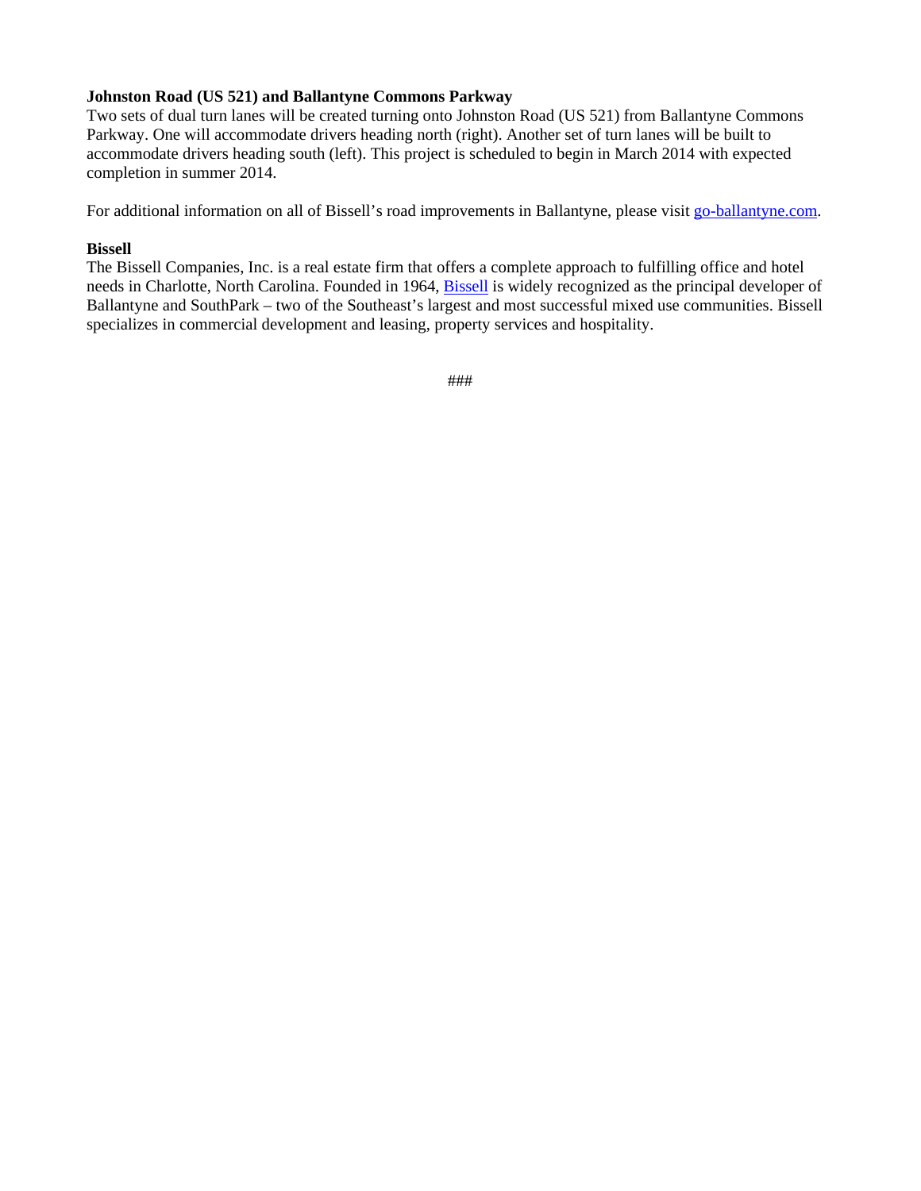**Johnston Road (US 521) and Ballantyne Commons Parkway**
Two sets of dual turn lanes will be created turning onto Johnston Road (US 521) from Ballantyne Commons Parkway. One will accommodate drivers heading north (right). Another set of turn lanes will be built to accommodate drivers heading south (left). This project is scheduled to begin in March 2014 with expected completion in summer 2014.

For additional information on all of Bissell's road improvements in Ballantyne, please visit go-ballantyne.com.

**Bissell**
The Bissell Companies, Inc. is a real estate firm that offers a complete approach to fulfilling office and hotel needs in Charlotte, North Carolina. Founded in 1964, Bissell is widely recognized as the principal developer of Ballantyne and SouthPark – two of the Southeast's largest and most successful mixed use communities. Bissell specializes in commercial development and leasing, property services and hospitality.

###